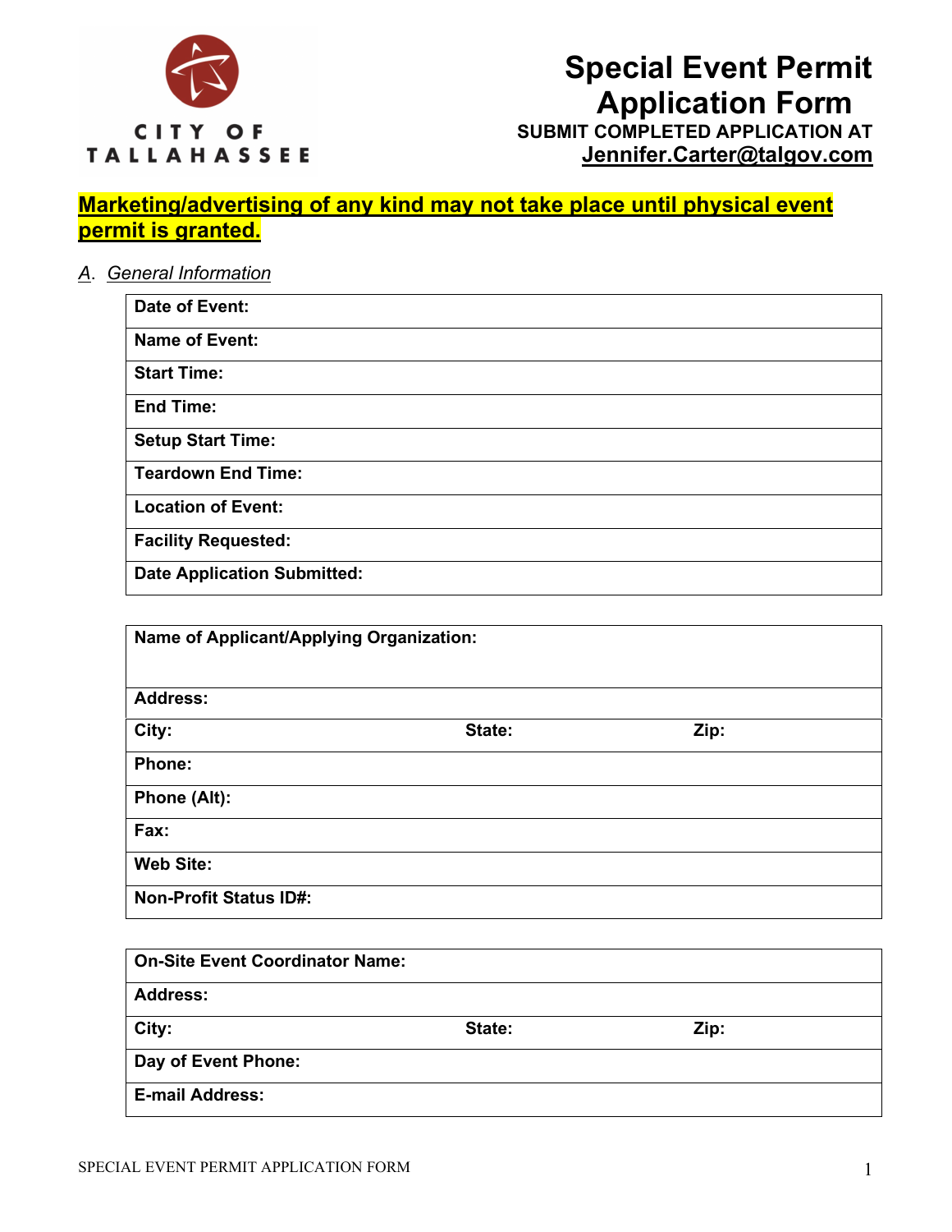CITY OF TALLAHASSEE

# Special Event Permit Application Form

**SUBMIT COMPLETED APPLICATION AT**
**Jennifer.Carter@talgov.com**

**Marketing/advertising of any kind may not take place until physical event permit is granted.**

## *A. General Information*

| | |
|---|---|
| **Date of Event:** | |
| **Name of Event:** | |
| **Start Time:** | |
| **End Time:** | |
| **Setup Start Time:** | |
| **Teardown End Time:** | |
| **Location of Event:** | |
| **Facility Requested:** | |
| **Date Application Submitted:** | |

| | | |
|---|---|---|
| **Name of Applicant/Applying Organization:** | | |
| **Address:** | | |
| **City:** | **State:** | **Zip:** |
| **Phone:** | | |
| **Phone (Alt):** | | |
| **Fax:** | | |
| **Web Site:** | | |
| **Non-Profit Status ID#:** | | |

| | | |
|---|---|---|
| **On-Site Event Coordinator Name:** | | |
| **Address:** | | |
| **City:** | **State:** | **Zip:** |
| **Day of Event Phone:** | | |
| **E-mail Address:** | | |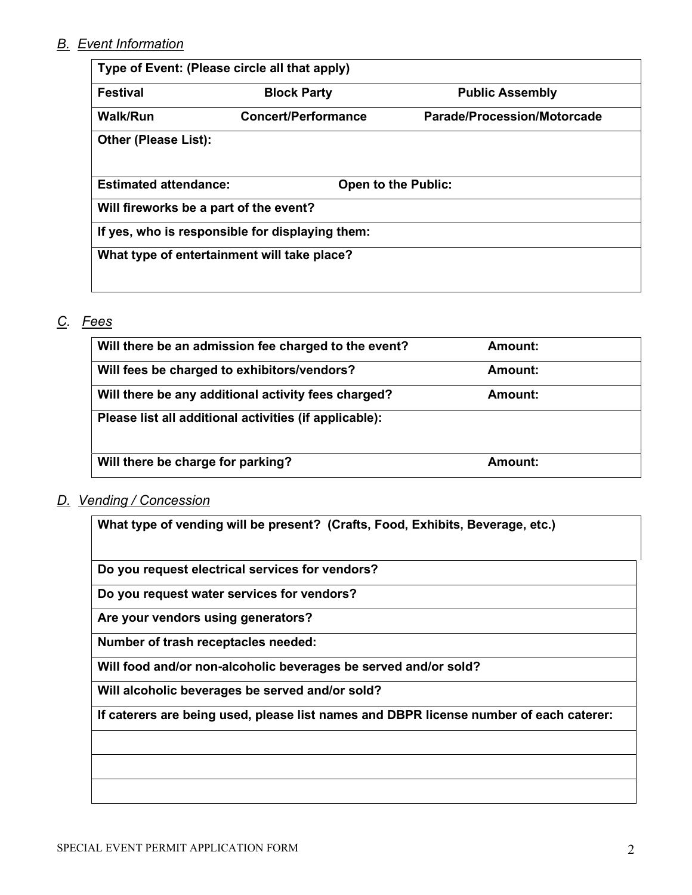## *B. Event Information*

| Type of Event: (Please circle all that apply) | | |
|---|---|---|
| **Festival** | **Block Party** | **Public Assembly** |
| **Walk/Run** | **Concert/Performance** | **Parade/Procession/Motorcade** |
| **Other (Please List):** | | |
| **Estimated attendance:** | **Open to the Public:** | |
| **Will fireworks be a part of the event?** | | |
| **If yes, who is responsible for displaying them:** | | |
| **What type of entertainment will take place?** | | |

## *C. Fees*

| | |
|---|---|
| **Will there be an admission fee charged to the event?** | **Amount:** |
| **Will fees be charged to exhibitors/vendors?** | **Amount:** |
| **Will there be any additional activity fees charged?** | **Amount:** |
| **Please list all additional activities (if applicable):** | |
| **Will there be charge for parking?** | **Amount:** |

## *D. Vending / Concession*

| |
|---|
| **What type of vending will be present? (Crafts, Food, Exhibits, Beverage, etc.)** |
| **Do you request electrical services for vendors?** |
| **Do you request water services for vendors?** |
| **Are your vendors using generators?** |
| **Number of trash receptacles needed:** |
| **Will food and/or non-alcoholic beverages be served and/or sold?** |
| **Will alcoholic beverages be served and/or sold?** |
| **If caterers are being used, please list names and DBPR license number of each caterer:** |
| |
| |
| |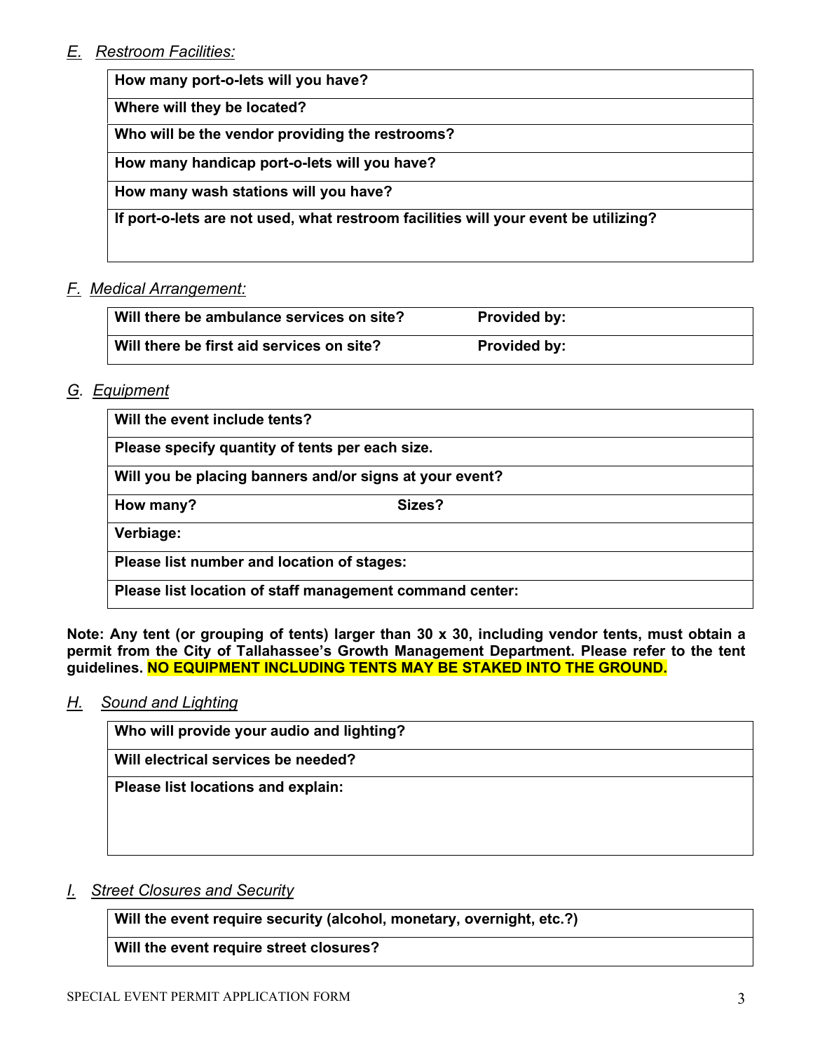## *E. Restroom Facilities:*

| **How many port-o-lets will you have?** |
|---|
| **Where will they be located?** |
| **Who will be the vendor providing the restrooms?** |
| **How many handicap port-o-lets will you have?** |
| **How many wash stations will you have?** |
| **If port-o-lets are not used, what restroom facilities will your event be utilizing?** |

## *F. Medical Arrangement:*

| **Will there be ambulance services on site?** | **Provided by:** |
|---|---|
| **Will there be first aid services on site?** | **Provided by:** |

## *G. Equipment*

| **Will the event include tents?** | |
|---|---|
| **Please specify quantity of tents per each size.** | |
| **Will you be placing banners and/or signs at your event?** | |
| **How many?** | **Sizes?** |
| **Verbiage:** | |
| **Please list number and location of stages:** | |
| **Please list location of staff management command center:** | |

**Note: Any tent (or grouping of tents) larger than 30 x 30, including vendor tents, must obtain a permit from the City of Tallahassee's Growth Management Department. Please refer to the tent guidelines. NO EQUIPMENT INCLUDING TENTS MAY BE STAKED INTO THE GROUND.**

## *H. Sound and Lighting*

| **Who will provide your audio and lighting?** |
|---|
| **Will electrical services be needed?** |
| **Please list locations and explain:** |

## *I. Street Closures and Security*

| **Will the event require security (alcohol, monetary, overnight, etc.?)** |
|---|
| **Will the event require street closures?** |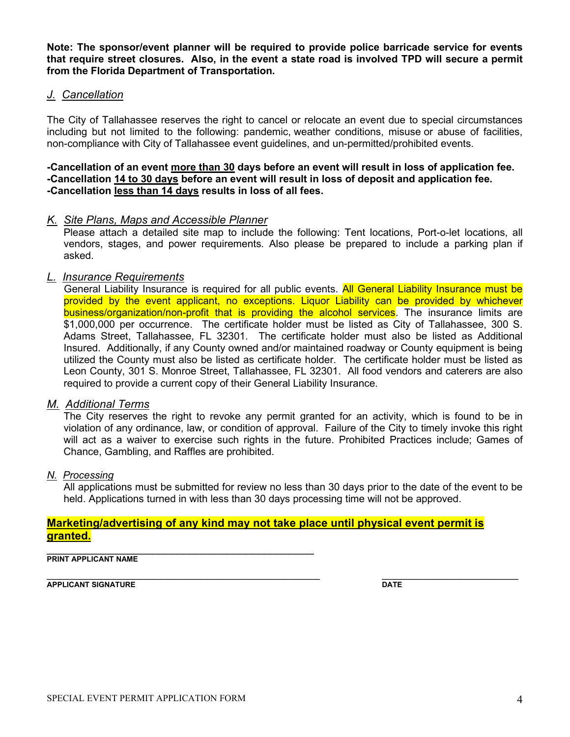**Note: The sponsor/event planner will be required to provide police barricade service for events that require street closures. Also, in the event a state road is involved TPD will secure a permit from the Florida Department of Transportation.**

## *J. Cancellation*

The City of Tallahassee reserves the right to cancel or relocate an event due to special circumstances including but not limited to the following: pandemic, weather conditions, misuse or abuse of facilities, non-compliance with City of Tallahassee event guidelines, and un-permitted/prohibited events.

**-Cancellation of an event <u>more than 30</u> days before an event will result in loss of application fee.**
**-Cancellation <u>14 to 30 days</u> before an event will result in loss of deposit and application fee.**
**-Cancellation <u>less than 14 days</u> results in loss of all fees.**

## *K. Site Plans, Maps and Accessible Planner*

Please attach a detailed site map to include the following: Tent locations, Port-o-let locations, all vendors, stages, and power requirements. Also please be prepared to include a parking plan if asked.

## *L. Insurance Requirements*

General Liability Insurance is required for all public events. All General Liability Insurance must be provided by the event applicant, no exceptions. Liquor Liability can be provided by whichever business/organization/non-profit that is providing the alcohol services. The insurance limits are $1,000,000 per occurrence. The certificate holder must be listed as City of Tallahassee, 300 S. Adams Street, Tallahassee, FL 32301. The certificate holder must also be listed as Additional Insured. Additionally, if any County owned and/or maintained roadway or County equipment is being utilized the County must also be listed as certificate holder. The certificate holder must be listed as Leon County, 301 S. Monroe Street, Tallahassee, FL 32301. All food vendors and caterers are also required to provide a current copy of their General Liability Insurance.

## *M. Additional Terms*

The City reserves the right to revoke any permit granted for an activity, which is found to be in violation of any ordinance, law, or condition of approval. Failure of the City to timely invoke this right will act as a waiver to exercise such rights in the future. Prohibited Practices include; Games of Chance, Gambling, and Raffles are prohibited.

## *N. Processing*

All applications must be submitted for review no less than 30 days prior to the date of the event to be held. Applications turned in with less than 30 days processing time will not be approved.

**<u>Marketing/advertising of any kind may not take place until physical event permit is granted.</u>**

\_\_\_\_\_\_\_\_\_\_\_\_\_\_\_\_\_\_\_\_\_\_\_\_\_\_\_\_\_\_\_\_\_\_\_\_\_\_\_\_\_\_\_\_
**PRINT APPLICANT NAME**

\_\_\_\_\_\_\_\_\_\_\_\_\_\_\_\_\_\_\_\_\_\_\_\_\_\_\_\_\_\_\_\_\_\_\_\_\_\_\_\_\_\_\_\_ \_\_\_\_\_\_\_\_\_\_\_\_\_\_\_\_\_\_\_\_\_\_
**APPLICANT SIGNATURE** **DATE**